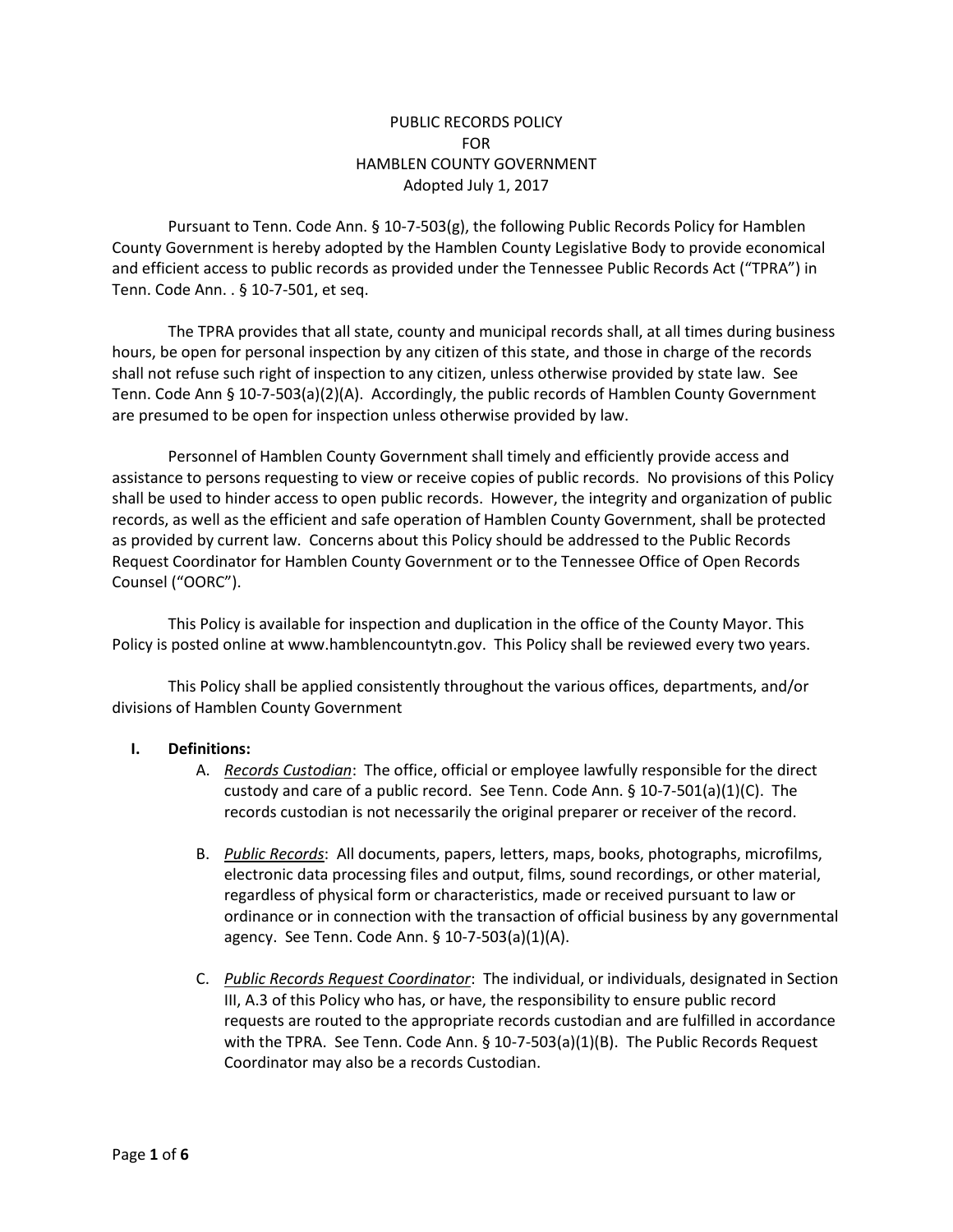# PUBLIC RECORDS POLICY FOR HAMBLEN COUNTY GOVERNMENT

Adopted July 1, 2017

Pursuant to Tenn. Code Ann. § 10-7-503(g), the following Public Records Policy for Hamblen County Government is hereby adopted by the Hamblen County Legislative Body to provide economical and efficient access to public records as provided under the Tennessee Public Records Act ("TPRA") in Tenn. Code Ann. . § 10-7-501, et seq.

The TPRA provides that all state, county and municipal records shall, at all times during business hours, be open for personal inspection by any citizen of this state, and those in charge of the records shall not refuse such right of inspection to any citizen, unless otherwise provided by state law. See Tenn. Code Ann § 10-7-503(a)(2)(A). Accordingly, the public records of Hamblen County Government are presumed to be open for inspection unless otherwise provided by law.

Personnel of Hamblen County Government shall timely and efficiently provide access and assistance to persons requesting to view or receive copies of public records. No provisions of this Policy shall be used to hinder access to open public records. However, the integrity and organization of public records, as well as the efficient and safe operation of Hamblen County Government, shall be protected as provided by current law. Concerns about this Policy should be addressed to the Public Records Request Coordinator for Hamblen County Government or to the Tennessee Office of Open Records Counsel ("OORC").

This Policy is available for inspection and duplication in the office of the County Mayor. This Policy is posted online at www.hamblencountytn.gov. This Policy shall be reviewed every two years.

This Policy shall be applied consistently throughout the various offices, departments, and/or divisions of Hamblen County Government

## I. Definitions:

A. *Records Custodian*: The office, official or employee lawfully responsible for the direct custody and care of a public record. See Tenn. Code Ann. § 10-7-501(a)(1)(C). The records custodian is not necessarily the original preparer or receiver of the record.

B. *Public Records*: All documents, papers, letters, maps, books, photographs, microfilms, electronic data processing files and output, films, sound recordings, or other material, regardless of physical form or characteristics, made or received pursuant to law or ordinance or in connection with the transaction of official business by any governmental agency. See Tenn. Code Ann. § 10-7-503(a)(1)(A).

C. *Public Records Request Coordinator*: The individual, or individuals, designated in Section III, A.3 of this Policy who has, or have, the responsibility to ensure public record requests are routed to the appropriate records custodian and are fulfilled in accordance with the TPRA. See Tenn. Code Ann. § 10-7-503(a)(1)(B). The Public Records Request Coordinator may also be a records Custodian.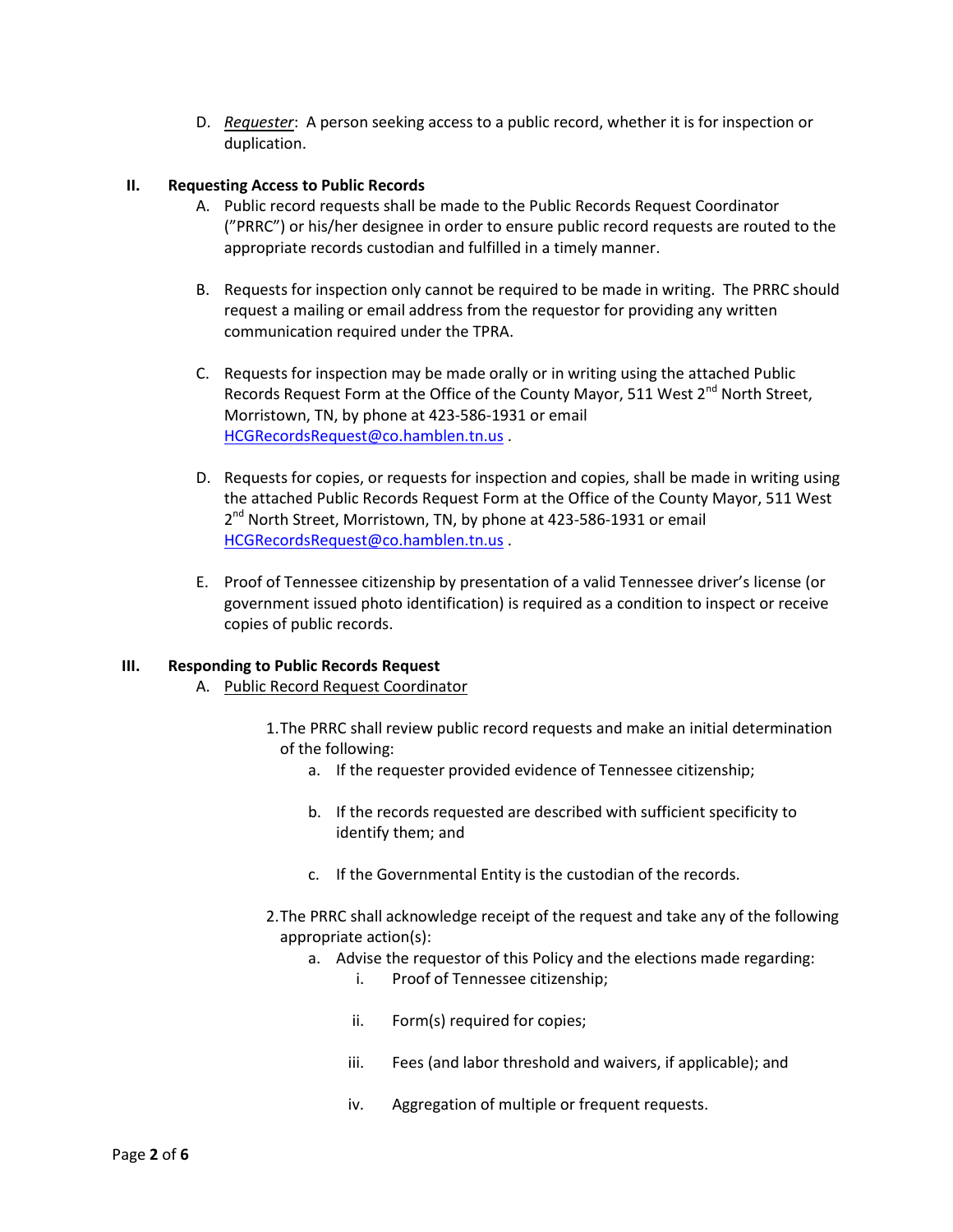D. *Requester*: A person seeking access to a public record, whether it is for inspection or duplication.

## II. Requesting Access to Public Records

A. Public record requests shall be made to the Public Records Request Coordinator (”PRRC”) or his/her designee in order to ensure public record requests are routed to the appropriate records custodian and fulfilled in a timely manner.

B. Requests for inspection only cannot be required to be made in writing. The PRRC should request a mailing or email address from the requestor for providing any written communication required under the TPRA.

C. Requests for inspection may be made orally or in writing using the attached Public Records Request Form at the Office of the County Mayor, 511 West 2nd North Street, Morristown, TN, by phone at 423-586-1931 or email HCGRecordsRequest@co.hamblen.tn.us .

D. Requests for copies, or requests for inspection and copies, shall be made in writing using the attached Public Records Request Form at the Office of the County Mayor, 511 West 2nd North Street, Morristown, TN, by phone at 423-586-1931 or email HCGRecordsRequest@co.hamblen.tn.us .

E. Proof of Tennessee citizenship by presentation of a valid Tennessee driver’s license (or government issued photo identification) is required as a condition to inspect or receive copies of public records.

## III. Responding to Public Records Request

A. Public Record Request Coordinator

1. The PRRC shall review public record requests and make an initial determination of the following:
   a. If the requester provided evidence of Tennessee citizenship;
   b. If the records requested are described with sufficient specificity to identify them; and
   c. If the Governmental Entity is the custodian of the records.

2. The PRRC shall acknowledge receipt of the request and take any of the following appropriate action(s):
   a. Advise the requestor of this Policy and the elections made regarding:
      i. Proof of Tennessee citizenship;
      ii. Form(s) required for copies;
      iii. Fees (and labor threshold and waivers, if applicable); and
      iv. Aggregation of multiple or frequent requests.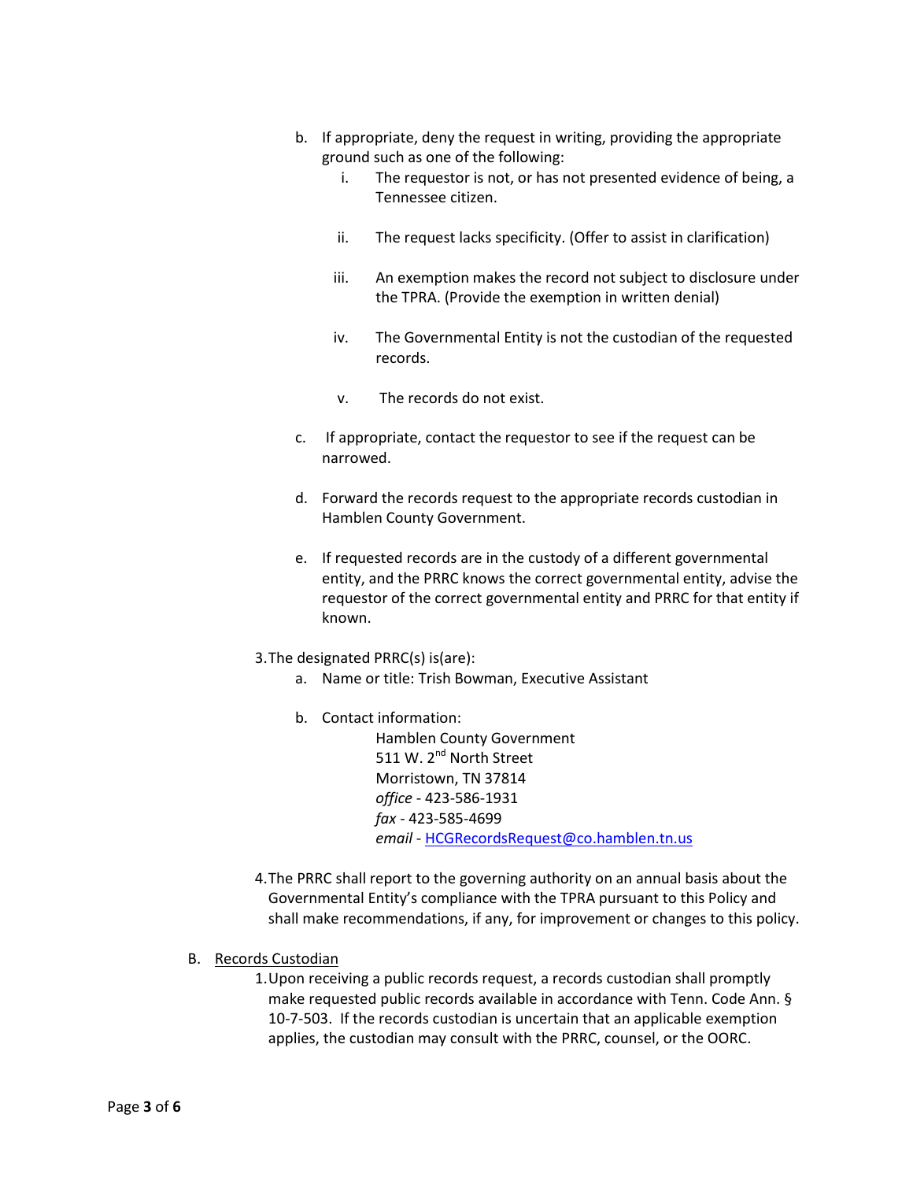b. If appropriate, deny the request in writing, providing the appropriate ground such as one of the following:
    i. The requestor is not, or has not presented evidence of being, a Tennessee citizen.

    ii. The request lacks specificity. (Offer to assist in clarification)

    iii. An exemption makes the record not subject to disclosure under the TPRA. (Provide the exemption in written denial)

    iv. The Governmental Entity is not the custodian of the requested records.

    v. The records do not exist.

c. If appropriate, contact the requestor to see if the request can be narrowed.

d. Forward the records request to the appropriate records custodian in Hamblen County Government.

e. If requested records are in the custody of a different governmental entity, and the PRRC knows the correct governmental entity, advise the requestor of the correct governmental entity and PRRC for that entity if known.

3. The designated PRRC(s) is(are):
    a. Name or title: Trish Bowman, Executive Assistant

    b. Contact information:
        Hamblen County Government
        511 W. 2nd North Street
        Morristown, TN 37814
        *office* - 423-586-1931
        *fax* - 423-585-4699
        *email* - [HCGRecordsRequest@co.hamblen.tn.us](mailto:HCGRecordsRequest@co.hamblen.tn.us)

4. The PRRC shall report to the governing authority on an annual basis about the Governmental Entity's compliance with the TPRA pursuant to this Policy and shall make recommendations, if any, for improvement or changes to this policy.

B. Records Custodian
    1. Upon receiving a public records request, a records custodian shall promptly make requested public records available in accordance with Tenn. Code Ann. § 10-7-503. If the records custodian is uncertain that an applicable exemption applies, the custodian may consult with the PRRC, counsel, or the OORC.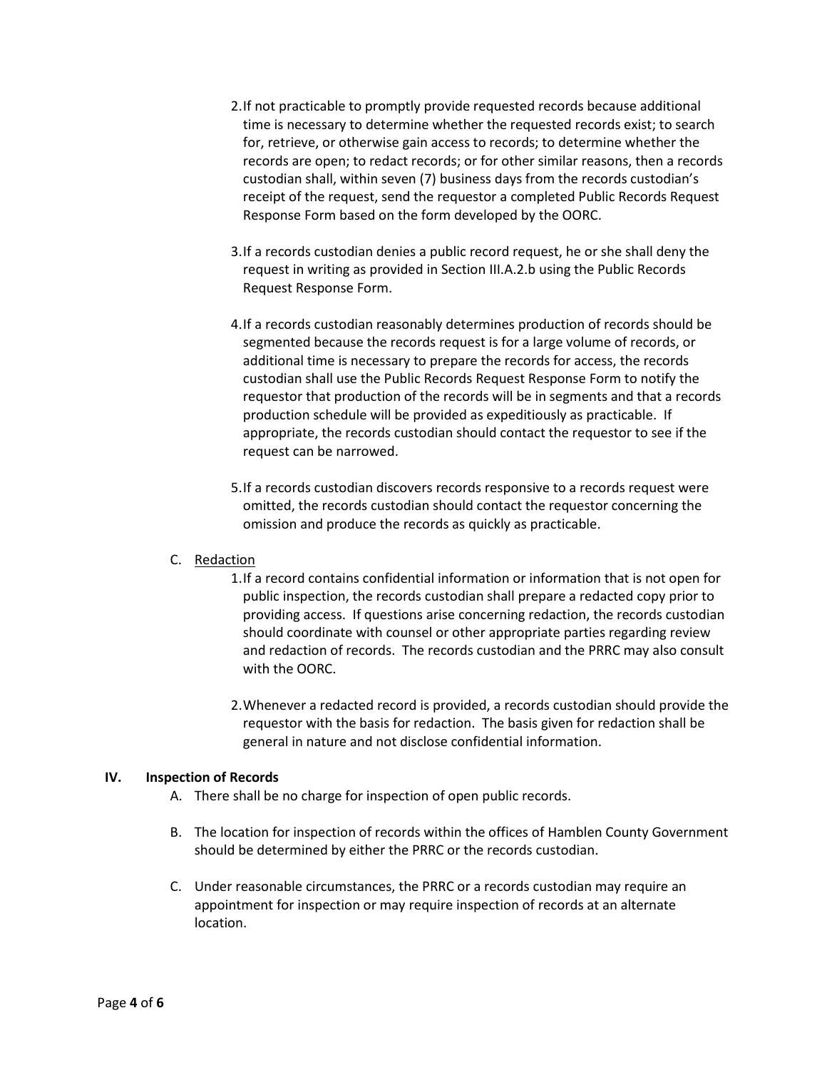2. If not practicable to promptly provide requested records because additional time is necessary to determine whether the requested records exist; to search for, retrieve, or otherwise gain access to records; to determine whether the records are open; to redact records; or for other similar reasons, then a records custodian shall, within seven (7) business days from the records custodian's receipt of the request, send the requestor a completed Public Records Request Response Form based on the form developed by the OORC.

3. If a records custodian denies a public record request, he or she shall deny the request in writing as provided in Section III.A.2.b using the Public Records Request Response Form.

4. If a records custodian reasonably determines production of records should be segmented because the records request is for a large volume of records, or additional time is necessary to prepare the records for access, the records custodian shall use the Public Records Request Response Form to notify the requestor that production of the records will be in segments and that a records production schedule will be provided as expeditiously as practicable. If appropriate, the records custodian should contact the requestor to see if the request can be narrowed.

5. If a records custodian discovers records responsive to a records request were omitted, the records custodian should contact the requestor concerning the omission and produce the records as quickly as practicable.

C. Redaction

1. If a record contains confidential information or information that is not open for public inspection, the records custodian shall prepare a redacted copy prior to providing access. If questions arise concerning redaction, the records custodian should coordinate with counsel or other appropriate parties regarding review and redaction of records. The records custodian and the PRRC may also consult with the OORC.

2. Whenever a redacted record is provided, a records custodian should provide the requestor with the basis for redaction. The basis given for redaction shall be general in nature and not disclose confidential information.

## IV. Inspection of Records

A. There shall be no charge for inspection of open public records.

B. The location for inspection of records within the offices of Hamblen County Government should be determined by either the PRRC or the records custodian.

C. Under reasonable circumstances, the PRRC or a records custodian may require an appointment for inspection or may require inspection of records at an alternate location.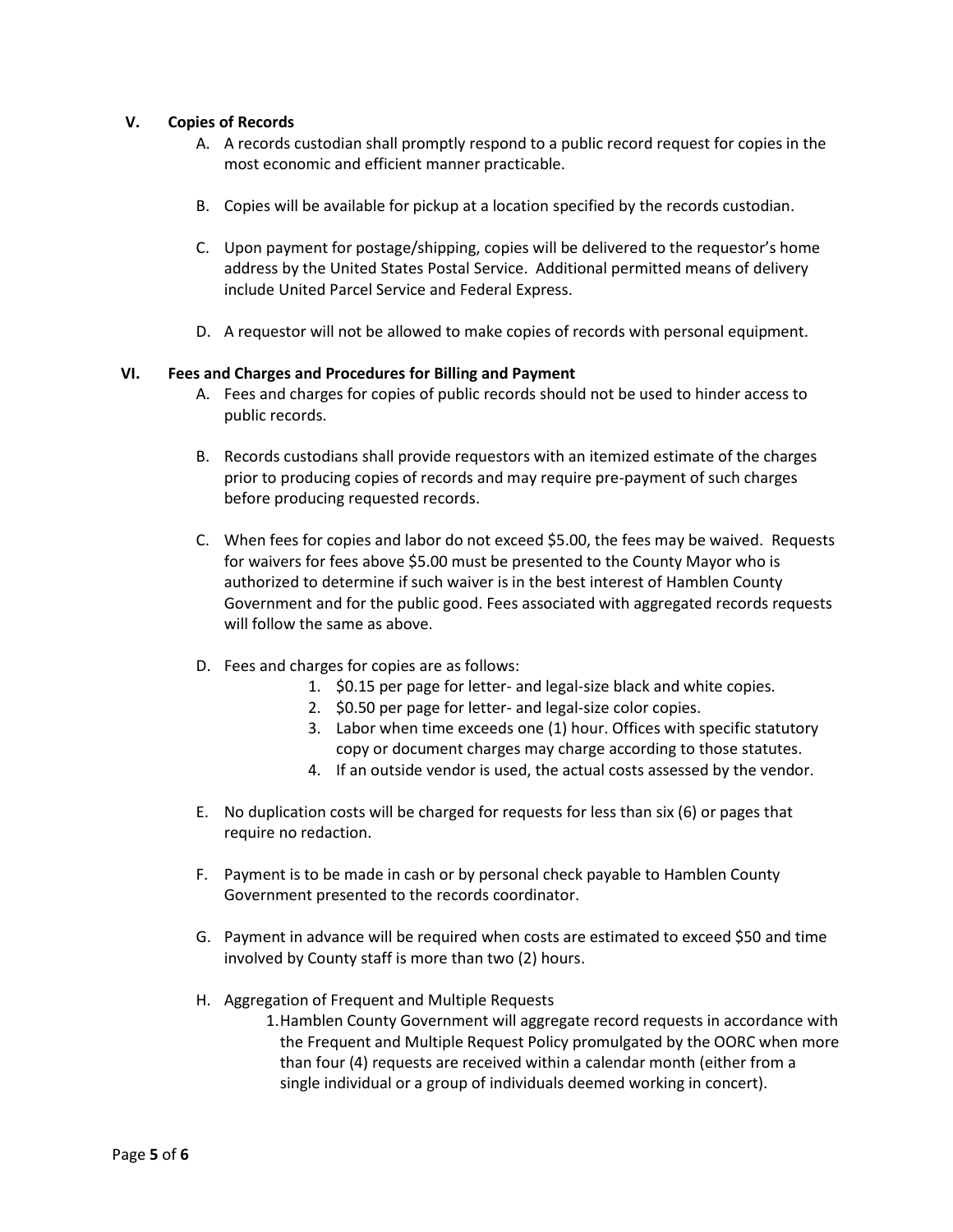## V. Copies of Records

A. A records custodian shall promptly respond to a public record request for copies in the most economic and efficient manner practicable.

B. Copies will be available for pickup at a location specified by the records custodian.

C. Upon payment for postage/shipping, copies will be delivered to the requestor's home address by the United States Postal Service. Additional permitted means of delivery include United Parcel Service and Federal Express.

D. A requestor will not be allowed to make copies of records with personal equipment.

## VI. Fees and Charges and Procedures for Billing and Payment

A. Fees and charges for copies of public records should not be used to hinder access to public records.

B. Records custodians shall provide requestors with an itemized estimate of the charges prior to producing copies of records and may require pre-payment of such charges before producing requested records.

C. When fees for copies and labor do not exceed $5.00, the fees may be waived. Requests for waivers for fees above $5.00 must be presented to the County Mayor who is authorized to determine if such waiver is in the best interest of Hamblen County Government and for the public good. Fees associated with aggregated records requests will follow the same as above.

D. Fees and charges for copies are as follows:
   1. $0.15 per page for letter- and legal-size black and white copies.
   2. $0.50 per page for letter- and legal-size color copies.
   3. Labor when time exceeds one (1) hour. Offices with specific statutory copy or document charges may charge according to those statutes.
   4. If an outside vendor is used, the actual costs assessed by the vendor.

E. No duplication costs will be charged for requests for less than six (6) or pages that require no redaction.

F. Payment is to be made in cash or by personal check payable to Hamblen County Government presented to the records coordinator.

G. Payment in advance will be required when costs are estimated to exceed $50 and time involved by County staff is more than two (2) hours.

H. Aggregation of Frequent and Multiple Requests
   1. Hamblen County Government will aggregate record requests in accordance with the Frequent and Multiple Request Policy promulgated by the OORC when more than four (4) requests are received within a calendar month (either from a single individual or a group of individuals deemed working in concert).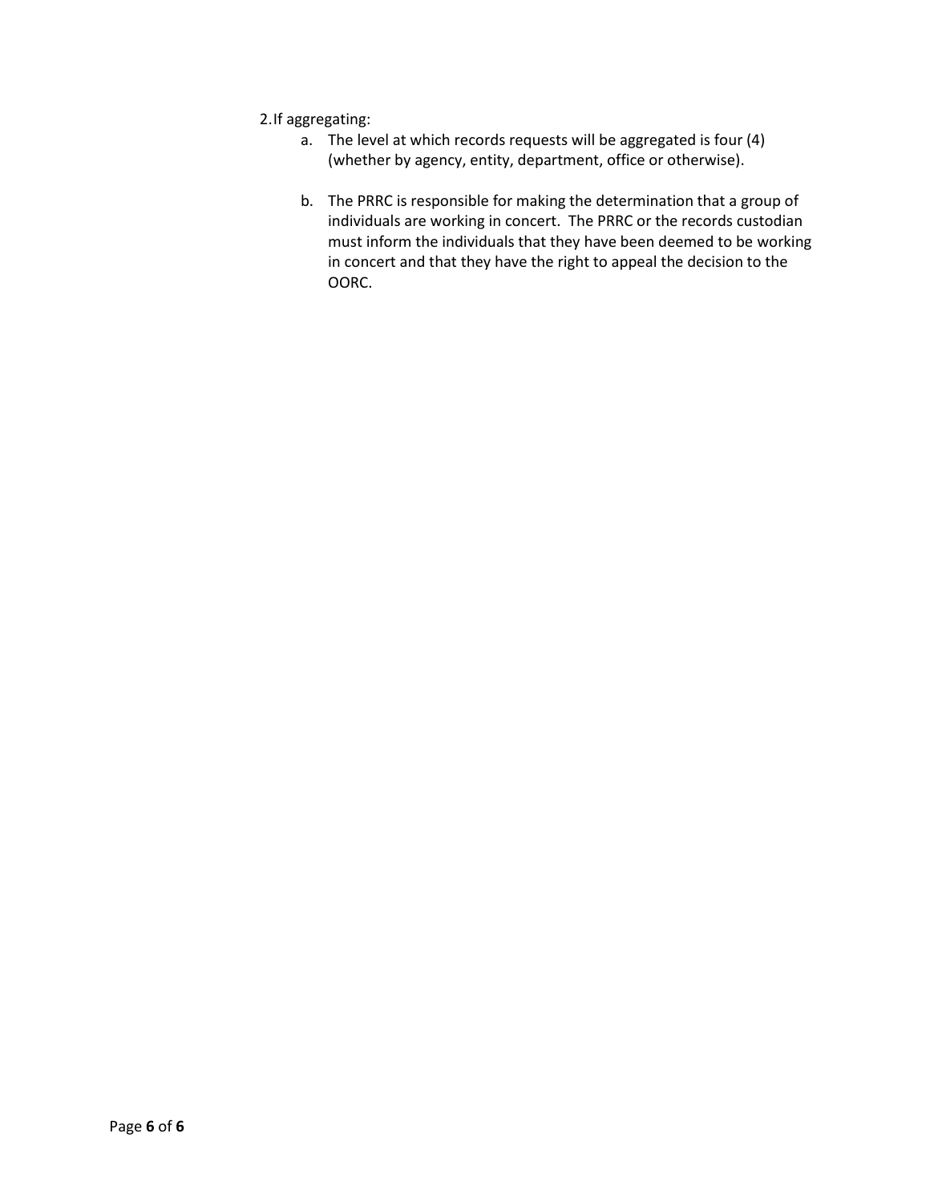2. If aggregating:

   a. The level at which records requests will be aggregated is four (4) (whether by agency, entity, department, office or otherwise).

   b. The PRRC is responsible for making the determination that a group of individuals are working in concert. The PRRC or the records custodian must inform the individuals that they have been deemed to be working in concert and that they have the right to appeal the decision to the OORC.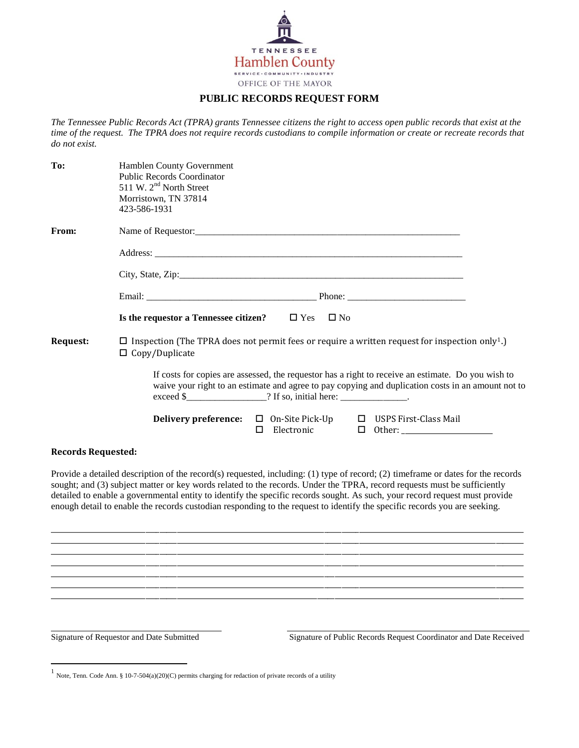TENNESSEE

Hamblen County

SERVICE·COMMUNITY·INDUSTRY

OFFICE OF THE MAYOR

# PUBLIC RECORDS REQUEST FORM

*The Tennessee Public Records Act (TPRA) grants Tennessee citizens the right to access open public records that exist at the time of the request. The TPRA does not require records custodians to compile information or create or recreate records that do not exist.*

**To:** Hamblen County Government
Public Records Coordinator
511 W. 2nd North Street
Morristown, TN 37814
423-586-1931

**From:** Name of Requestor:______________________________________________________

Address: ____________________________________________________________

City, State, Zip:_______________________________________________________

Email: _________________________________ Phone: ________________________

**Is the requestor a Tennessee citizen?** ☐ Yes ☐ No

**Request:** ☐ Inspection (The TPRA does not permit fees or require a written request for inspection only[1].)
☐ Copy/Duplicate

If costs for copies are assessed, the requestor has a right to receive an estimate. Do you wish to waive your right to an estimate and agree to pay copying and duplication costs in an amount not to exceed $________________? If so, initial here: ______________.

**Delivery preference:** ☐ On-Site Pick-Up ☐ USPS First-Class Mail ☐ Electronic ☐ Other: ___________________

**Records Requested:**

Provide a detailed description of the record(s) requested, including: (1) type of record; (2) timeframe or dates for the records sought; and (3) subject matter or key words related to the records. Under the TPRA, record requests must be sufficiently detailed to enable a governmental entity to identify the specific records sought. As such, your record request must provide enough detail to enable the records custodian responding to the request to identify the specific records you are seeking.

______________________________________________________________________________________
______________________________________________________________________________________
______________________________________________________________________________________
______________________________________________________________________________________
______________________________________________________________________________________
______________________________________________________________________________________
______________________________________________________________________________________

____________________________________ Signature of Requestor and Date Submitted

____________________________________ Signature of Public Records Request Coordinator and Date Received

[1] Note, Tenn. Code Ann. § 10-7-504(a)(20)(C) permits charging for redaction of private records of a utility